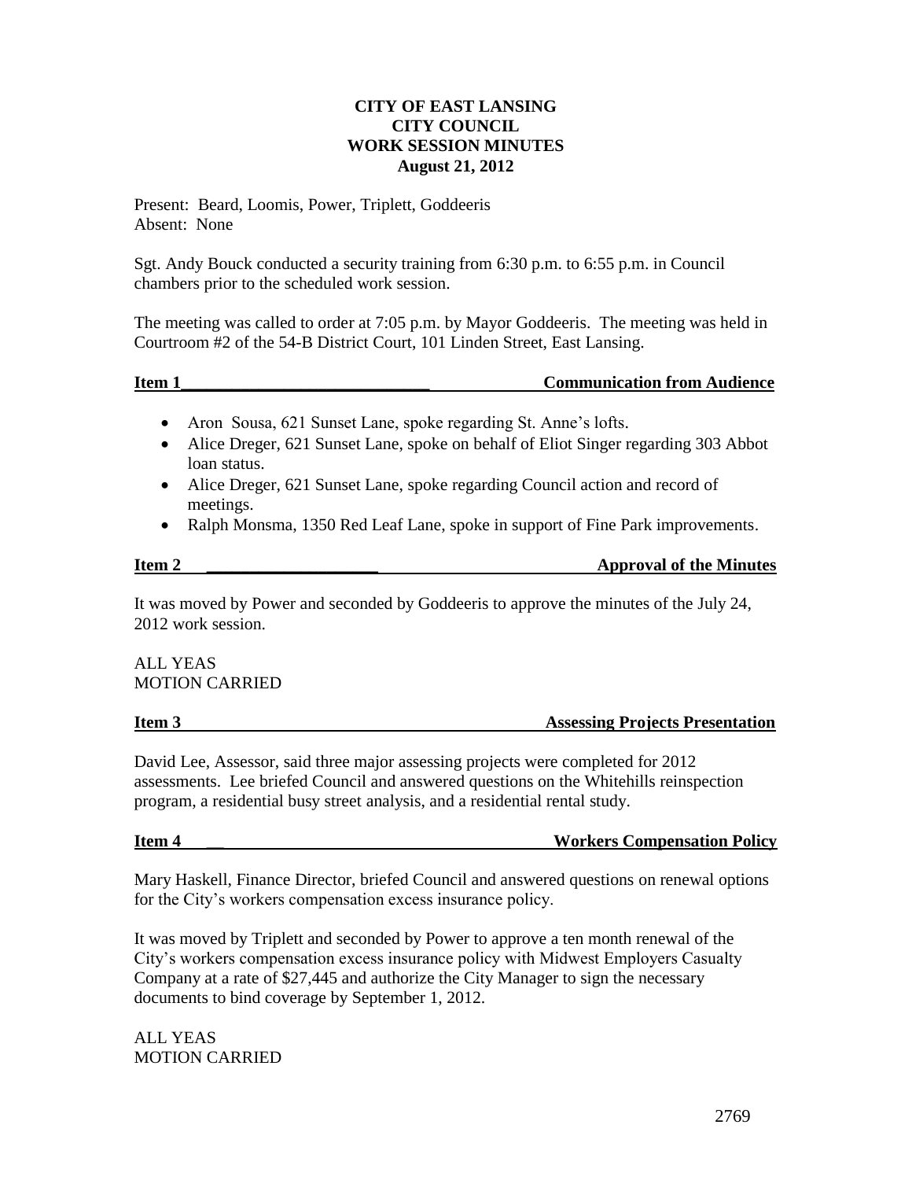# CITY OF EAST LANSING
# CITY COUNCIL
# WORK SESSION MINUTES
## August 21, 2012

Present: Beard, Loomis, Power, Triplett, Goddeeris
Absent: None

Sgt. Andy Bouck conducted a security training from 6:30 p.m. to 6:55 p.m. in Council chambers prior to the scheduled work session.

The meeting was called to order at 7:05 p.m. by Mayor Goddeeris. The meeting was held in Courtroom #2 of the 54-B District Court, 101 Linden Street, East Lansing.

**Item 1 — Communication from Audience**

- Aron Sousa, 621 Sunset Lane, spoke regarding St. Anne's lofts.
- Alice Dreger, 621 Sunset Lane, spoke on behalf of Eliot Singer regarding 303 Abbot loan status.
- Alice Dreger, 621 Sunset Lane, spoke regarding Council action and record of meetings.
- Ralph Monsma, 1350 Red Leaf Lane, spoke in support of Fine Park improvements.

**Item 2 — Approval of the Minutes**

It was moved by Power and seconded by Goddeeris to approve the minutes of the July 24, 2012 work session.

ALL YEAS
MOTION CARRIED

**Item 3 — Assessing Projects Presentation**

David Lee, Assessor, said three major assessing projects were completed for 2012 assessments. Lee briefed Council and answered questions on the Whitehills reinspection program, a residential busy street analysis, and a residential rental study.

**Item 4 — Workers Compensation Policy**

Mary Haskell, Finance Director, briefed Council and answered questions on renewal options for the City's workers compensation excess insurance policy.

It was moved by Triplett and seconded by Power to approve a ten month renewal of the City's workers compensation excess insurance policy with Midwest Employers Casualty Company at a rate of $27,445 and authorize the City Manager to sign the necessary documents to bind coverage by September 1, 2012.

ALL YEAS
MOTION CARRIED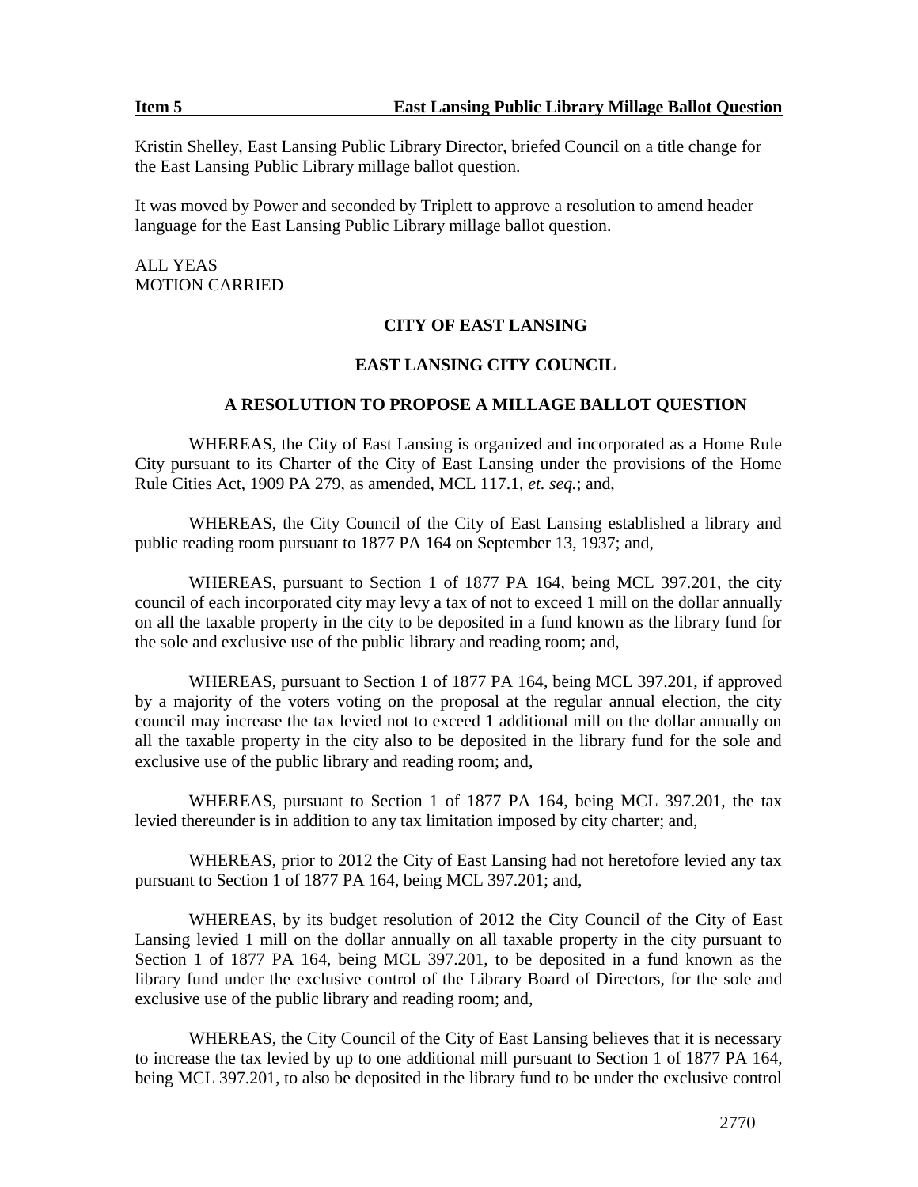**Item 5** **East Lansing Public Library Millage Ballot Question**

Kristin Shelley, East Lansing Public Library Director, briefed Council on a title change for the East Lansing Public Library millage ballot question.

It was moved by Power and seconded by Triplett to approve a resolution to amend header language for the East Lansing Public Library millage ballot question.

ALL YEAS
MOTION CARRIED

**CITY OF EAST LANSING**

**EAST LANSING CITY COUNCIL**

**A RESOLUTION TO PROPOSE A MILLAGE BALLOT QUESTION**

WHEREAS, the City of East Lansing is organized and incorporated as a Home Rule City pursuant to its Charter of the City of East Lansing under the provisions of the Home Rule Cities Act, 1909 PA 279, as amended, MCL 117.1, *et. seq.*; and,

WHEREAS, the City Council of the City of East Lansing established a library and public reading room pursuant to 1877 PA 164 on September 13, 1937; and,

WHEREAS, pursuant to Section 1 of 1877 PA 164, being MCL 397.201, the city council of each incorporated city may levy a tax of not to exceed 1 mill on the dollar annually on all the taxable property in the city to be deposited in a fund known as the library fund for the sole and exclusive use of the public library and reading room; and,

WHEREAS, pursuant to Section 1 of 1877 PA 164, being MCL 397.201, if approved by a majority of the voters voting on the proposal at the regular annual election, the city council may increase the tax levied not to exceed 1 additional mill on the dollar annually on all the taxable property in the city also to be deposited in the library fund for the sole and exclusive use of the public library and reading room; and,

WHEREAS, pursuant to Section 1 of 1877 PA 164, being MCL 397.201, the tax levied thereunder is in addition to any tax limitation imposed by city charter; and,

WHEREAS, prior to 2012 the City of East Lansing had not heretofore levied any tax pursuant to Section 1 of 1877 PA 164, being MCL 397.201; and,

WHEREAS, by its budget resolution of 2012 the City Council of the City of East Lansing levied 1 mill on the dollar annually on all taxable property in the city pursuant to Section 1 of 1877 PA 164, being MCL 397.201, to be deposited in a fund known as the library fund under the exclusive control of the Library Board of Directors, for the sole and exclusive use of the public library and reading room; and,

WHEREAS, the City Council of the City of East Lansing believes that it is necessary to increase the tax levied by up to one additional mill pursuant to Section 1 of 1877 PA 164, being MCL 397.201, to also be deposited in the library fund to be under the exclusive control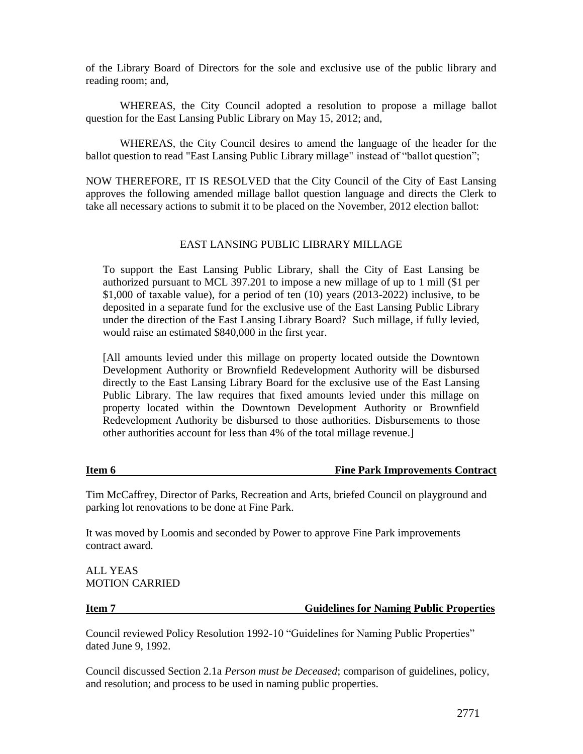of the Library Board of Directors for the sole and exclusive use of the public library and reading room; and,

WHEREAS, the City Council adopted a resolution to propose a millage ballot question for the East Lansing Public Library on May 15, 2012; and,

WHEREAS, the City Council desires to amend the language of the header for the ballot question to read "East Lansing Public Library millage" instead of "ballot question";

NOW THEREFORE, IT IS RESOLVED that the City Council of the City of East Lansing approves the following amended millage ballot question language and directs the Clerk to take all necessary actions to submit it to be placed on the November, 2012 election ballot:

EAST LANSING PUBLIC LIBRARY MILLAGE

To support the East Lansing Public Library, shall the City of East Lansing be authorized pursuant to MCL 397.201 to impose a new millage of up to 1 mill ($1 per $1,000 of taxable value), for a period of ten (10) years (2013-2022) inclusive, to be deposited in a separate fund for the exclusive use of the East Lansing Public Library under the direction of the East Lansing Library Board? Such millage, if fully levied, would raise an estimated $840,000 in the first year.

[All amounts levied under this millage on property located outside the Downtown Development Authority or Brownfield Redevelopment Authority will be disbursed directly to the East Lansing Library Board for the exclusive use of the East Lansing Public Library. The law requires that fixed amounts levied under this millage on property located within the Downtown Development Authority or Brownfield Redevelopment Authority be disbursed to those authorities. Disbursements to those other authorities account for less than 4% of the total millage revenue.]

**Item 6 Fine Park Improvements Contract**

Tim McCaffrey, Director of Parks, Recreation and Arts, briefed Council on playground and parking lot renovations to be done at Fine Park.

It was moved by Loomis and seconded by Power to approve Fine Park improvements contract award.

ALL YEAS
MOTION CARRIED

**Item 7 Guidelines for Naming Public Properties**

Council reviewed Policy Resolution 1992-10 "Guidelines for Naming Public Properties" dated June 9, 1992.

Council discussed Section 2.1a *Person must be Deceased*; comparison of guidelines, policy, and resolution; and process to be used in naming public properties.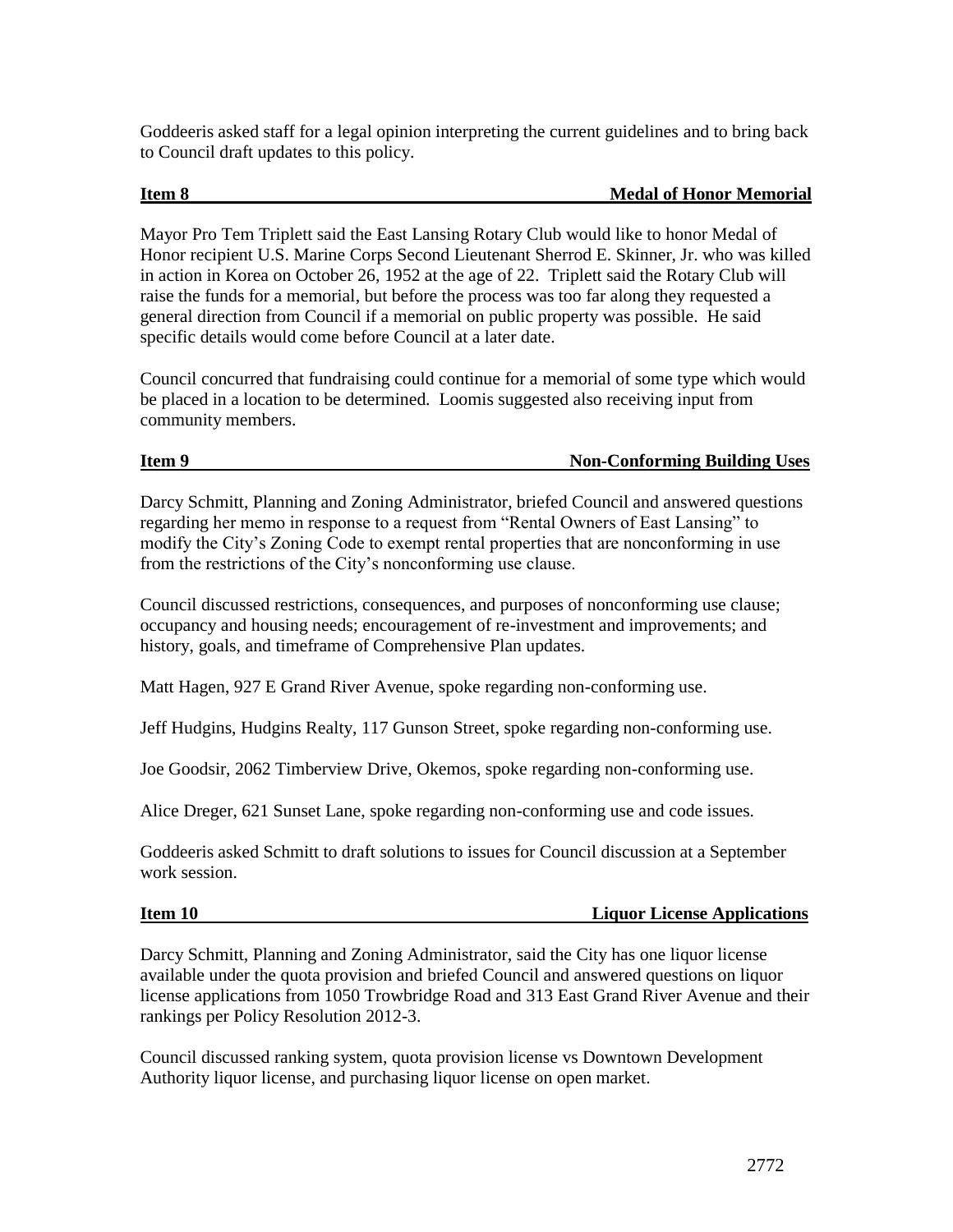Goddeeris asked staff for a legal opinion interpreting the current guidelines and to bring back to Council draft updates to this policy.

**Item 8 — Medal of Honor Memorial**

Mayor Pro Tem Triplett said the East Lansing Rotary Club would like to honor Medal of Honor recipient U.S. Marine Corps Second Lieutenant Sherrod E. Skinner, Jr. who was killed in action in Korea on October 26, 1952 at the age of 22. Triplett said the Rotary Club will raise the funds for a memorial, but before the process was too far along they requested a general direction from Council if a memorial on public property was possible. He said specific details would come before Council at a later date.

Council concurred that fundraising could continue for a memorial of some type which would be placed in a location to be determined. Loomis suggested also receiving input from community members.

**Item 9 — Non-Conforming Building Uses**

Darcy Schmitt, Planning and Zoning Administrator, briefed Council and answered questions regarding her memo in response to a request from "Rental Owners of East Lansing" to modify the City's Zoning Code to exempt rental properties that are nonconforming in use from the restrictions of the City's nonconforming use clause.

Council discussed restrictions, consequences, and purposes of nonconforming use clause; occupancy and housing needs; encouragement of re-investment and improvements; and history, goals, and timeframe of Comprehensive Plan updates.

Matt Hagen, 927 E Grand River Avenue, spoke regarding non-conforming use.

Jeff Hudgins, Hudgins Realty, 117 Gunson Street, spoke regarding non-conforming use.

Joe Goodsir, 2062 Timberview Drive, Okemos, spoke regarding non-conforming use.

Alice Dreger, 621 Sunset Lane, spoke regarding non-conforming use and code issues.

Goddeeris asked Schmitt to draft solutions to issues for Council discussion at a September work session.

**Item 10 — Liquor License Applications**

Darcy Schmitt, Planning and Zoning Administrator, said the City has one liquor license available under the quota provision and briefed Council and answered questions on liquor license applications from 1050 Trowbridge Road and 313 East Grand River Avenue and their rankings per Policy Resolution 2012-3.

Council discussed ranking system, quota provision license vs Downtown Development Authority liquor license, and purchasing liquor license on open market.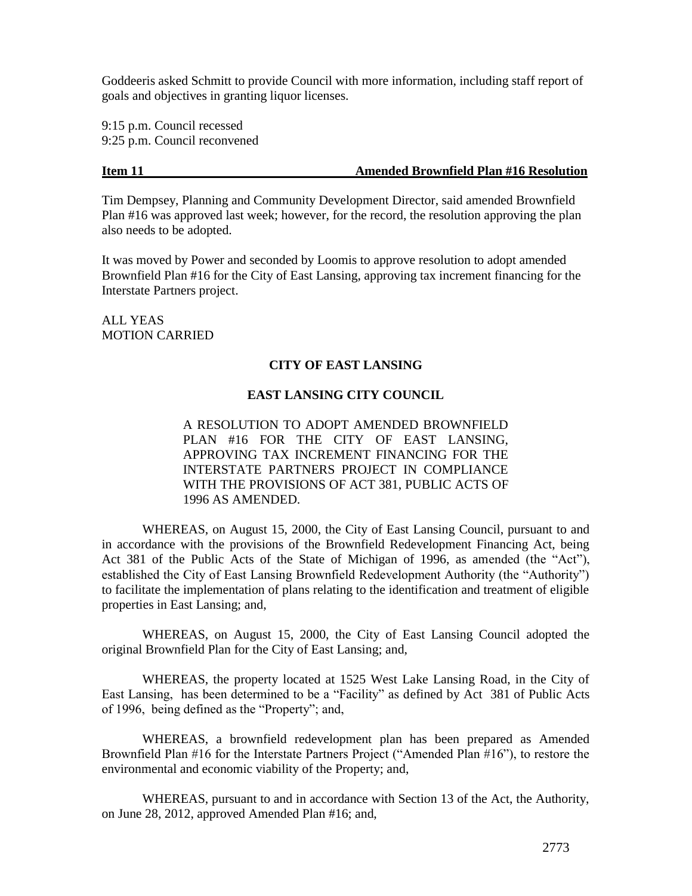Goddeeris asked Schmitt to provide Council with more information, including staff report of goals and objectives in granting liquor licenses.

9:15 p.m. Council recessed
9:25 p.m. Council reconvened

**Item 11 Amended Brownfield Plan #16 Resolution**

Tim Dempsey, Planning and Community Development Director, said amended Brownfield Plan #16 was approved last week; however, for the record, the resolution approving the plan also needs to be adopted.

It was moved by Power and seconded by Loomis to approve resolution to adopt amended Brownfield Plan #16 for the City of East Lansing, approving tax increment financing for the Interstate Partners project.

ALL YEAS
MOTION CARRIED

**CITY OF EAST LANSING**

**EAST LANSING CITY COUNCIL**

A RESOLUTION TO ADOPT AMENDED BROWNFIELD PLAN #16 FOR THE CITY OF EAST LANSING, APPROVING TAX INCREMENT FINANCING FOR THE INTERSTATE PARTNERS PROJECT IN COMPLIANCE WITH THE PROVISIONS OF ACT 381, PUBLIC ACTS OF 1996 AS AMENDED.

WHEREAS, on August 15, 2000, the City of East Lansing Council, pursuant to and in accordance with the provisions of the Brownfield Redevelopment Financing Act, being Act 381 of the Public Acts of the State of Michigan of 1996, as amended (the "Act"), established the City of East Lansing Brownfield Redevelopment Authority (the "Authority") to facilitate the implementation of plans relating to the identification and treatment of eligible properties in East Lansing; and,

WHEREAS, on August 15, 2000, the City of East Lansing Council adopted the original Brownfield Plan for the City of East Lansing; and,

WHEREAS, the property located at 1525 West Lake Lansing Road, in the City of East Lansing, has been determined to be a "Facility" as defined by Act 381 of Public Acts of 1996, being defined as the "Property"; and,

WHEREAS, a brownfield redevelopment plan has been prepared as Amended Brownfield Plan #16 for the Interstate Partners Project ("Amended Plan #16"), to restore the environmental and economic viability of the Property; and,

WHEREAS, pursuant to and in accordance with Section 13 of the Act, the Authority, on June 28, 2012, approved Amended Plan #16; and,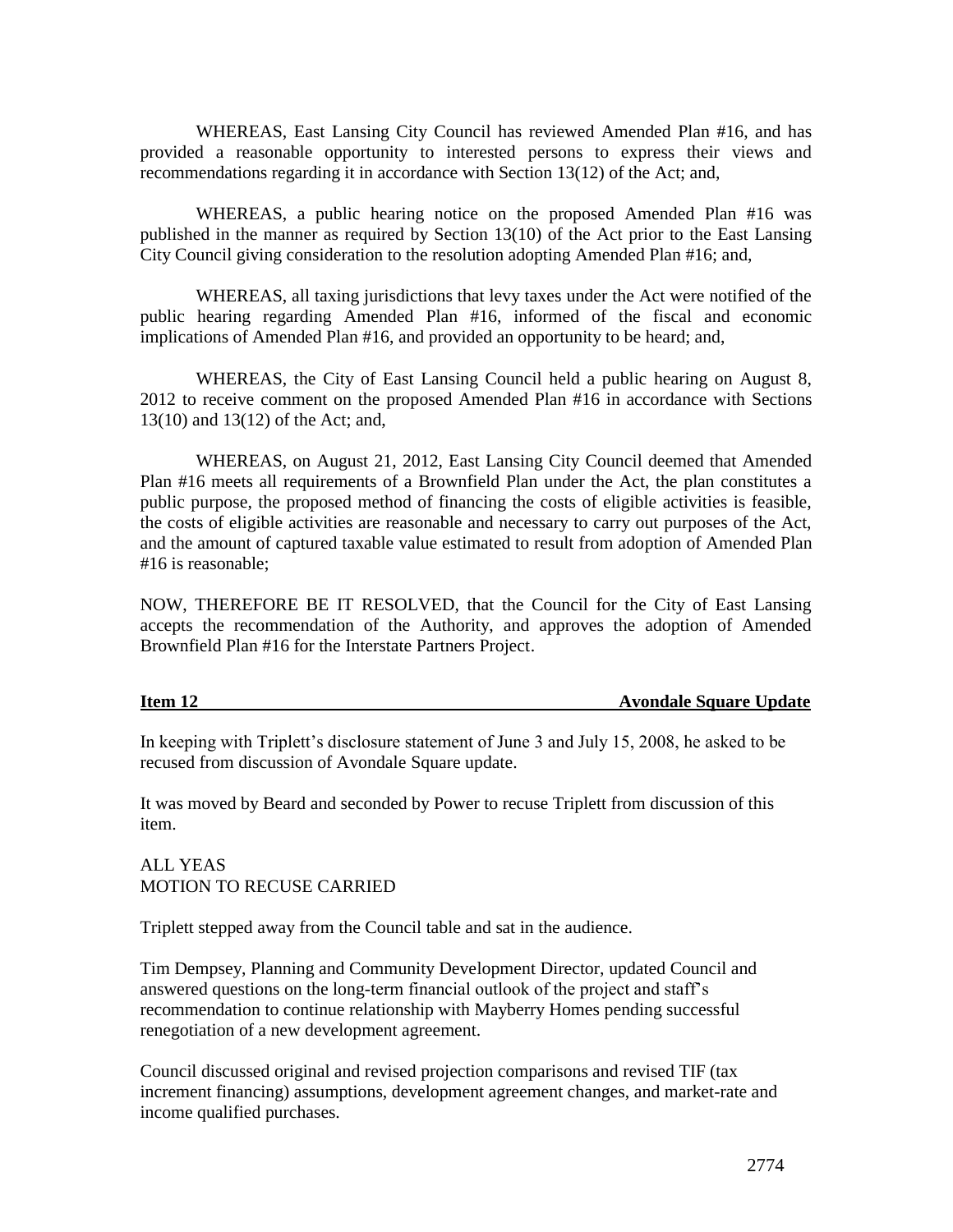WHEREAS, East Lansing City Council has reviewed Amended Plan #16, and has provided a reasonable opportunity to interested persons to express their views and recommendations regarding it in accordance with Section 13(12) of the Act; and,

WHEREAS, a public hearing notice on the proposed Amended Plan #16 was published in the manner as required by Section 13(10) of the Act prior to the East Lansing City Council giving consideration to the resolution adopting Amended Plan #16; and,

WHEREAS, all taxing jurisdictions that levy taxes under the Act were notified of the public hearing regarding Amended Plan #16, informed of the fiscal and economic implications of Amended Plan #16, and provided an opportunity to be heard; and,

WHEREAS, the City of East Lansing Council held a public hearing on August 8, 2012 to receive comment on the proposed Amended Plan #16 in accordance with Sections 13(10) and 13(12) of the Act; and,

WHEREAS, on August 21, 2012, East Lansing City Council deemed that Amended Plan #16 meets all requirements of a Brownfield Plan under the Act, the plan constitutes a public purpose, the proposed method of financing the costs of eligible activities is feasible, the costs of eligible activities are reasonable and necessary to carry out purposes of the Act, and the amount of captured taxable value estimated to result from adoption of Amended Plan #16 is reasonable;

NOW, THEREFORE BE IT RESOLVED, that the Council for the City of East Lansing accepts the recommendation of the Authority, and approves the adoption of Amended Brownfield Plan #16 for the Interstate Partners Project.

**Item 12 — Avondale Square Update**

In keeping with Triplett's disclosure statement of June 3 and July 15, 2008, he asked to be recused from discussion of Avondale Square update.

It was moved by Beard and seconded by Power to recuse Triplett from discussion of this item.

ALL YEAS
MOTION TO RECUSE CARRIED

Triplett stepped away from the Council table and sat in the audience.

Tim Dempsey, Planning and Community Development Director, updated Council and answered questions on the long-term financial outlook of the project and staff's recommendation to continue relationship with Mayberry Homes pending successful renegotiation of a new development agreement.

Council discussed original and revised projection comparisons and revised TIF (tax increment financing) assumptions, development agreement changes, and market-rate and income qualified purchases.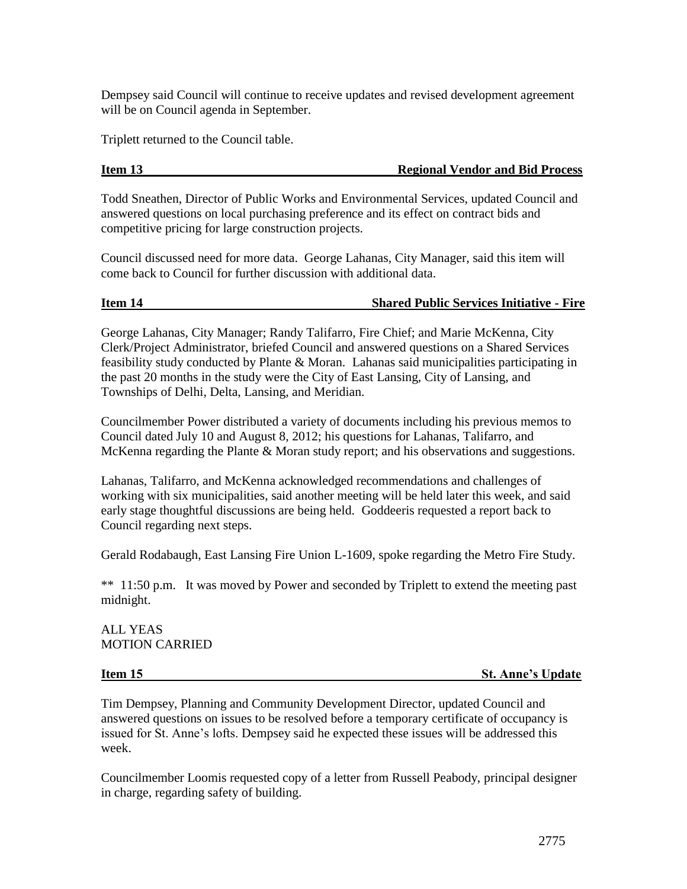Dempsey said Council will continue to receive updates and revised development agreement will be on Council agenda in September.

Triplett returned to the Council table.

**Item 13 Regional Vendor and Bid Process**

Todd Sneathen, Director of Public Works and Environmental Services, updated Council and answered questions on local purchasing preference and its effect on contract bids and competitive pricing for large construction projects.

Council discussed need for more data. George Lahanas, City Manager, said this item will come back to Council for further discussion with additional data.

**Item 14 Shared Public Services Initiative - Fire**

George Lahanas, City Manager; Randy Talifarro, Fire Chief; and Marie McKenna, City Clerk/Project Administrator, briefed Council and answered questions on a Shared Services feasibility study conducted by Plante & Moran. Lahanas said municipalities participating in the past 20 months in the study were the City of East Lansing, City of Lansing, and Townships of Delhi, Delta, Lansing, and Meridian.

Councilmember Power distributed a variety of documents including his previous memos to Council dated July 10 and August 8, 2012; his questions for Lahanas, Talifarro, and McKenna regarding the Plante & Moran study report; and his observations and suggestions.

Lahanas, Talifarro, and McKenna acknowledged recommendations and challenges of working with six municipalities, said another meeting will be held later this week, and said early stage thoughtful discussions are being held. Goddeeris requested a report back to Council regarding next steps.

Gerald Rodabaugh, East Lansing Fire Union L-1609, spoke regarding the Metro Fire Study.

** 11:50 p.m. It was moved by Power and seconded by Triplett to extend the meeting past midnight.

ALL YEAS
MOTION CARRIED

**Item 15 St. Anne's Update**

Tim Dempsey, Planning and Community Development Director, updated Council and answered questions on issues to be resolved before a temporary certificate of occupancy is issued for St. Anne's lofts. Dempsey said he expected these issues will be addressed this week.

Councilmember Loomis requested copy of a letter from Russell Peabody, principal designer in charge, regarding safety of building.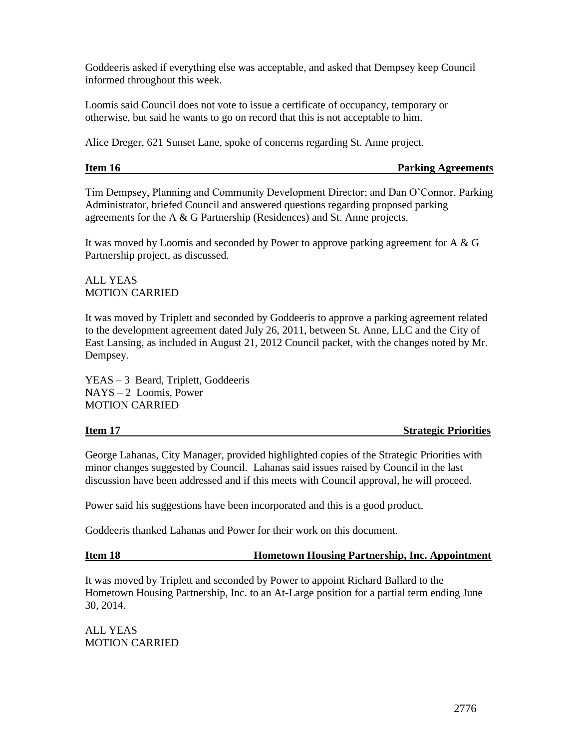Goddeeris asked if everything else was acceptable, and asked that Dempsey keep Council informed throughout this week.

Loomis said Council does not vote to issue a certificate of occupancy, temporary or otherwise, but said he wants to go on record that this is not acceptable to him.

Alice Dreger, 621 Sunset Lane, spoke of concerns regarding St. Anne project.

**Item 16 Parking Agreements**

Tim Dempsey, Planning and Community Development Director; and Dan O'Connor, Parking Administrator, briefed Council and answered questions regarding proposed parking agreements for the A & G Partnership (Residences) and St. Anne projects.

It was moved by Loomis and seconded by Power to approve parking agreement for A & G Partnership project, as discussed.

ALL YEAS
MOTION CARRIED

It was moved by Triplett and seconded by Goddeeris to approve a parking agreement related to the development agreement dated July 26, 2011, between St. Anne, LLC and the City of East Lansing, as included in August 21, 2012 Council packet, with the changes noted by Mr. Dempsey.

YEAS – 3 Beard, Triplett, Goddeeris
NAYS – 2 Loomis, Power
MOTION CARRIED

**Item 17 Strategic Priorities**

George Lahanas, City Manager, provided highlighted copies of the Strategic Priorities with minor changes suggested by Council. Lahanas said issues raised by Council in the last discussion have been addressed and if this meets with Council approval, he will proceed.

Power said his suggestions have been incorporated and this is a good product.

Goddeeris thanked Lahanas and Power for their work on this document.

**Item 18 Hometown Housing Partnership, Inc. Appointment**

It was moved by Triplett and seconded by Power to appoint Richard Ballard to the Hometown Housing Partnership, Inc. to an At-Large position for a partial term ending June 30, 2014.

ALL YEAS
MOTION CARRIED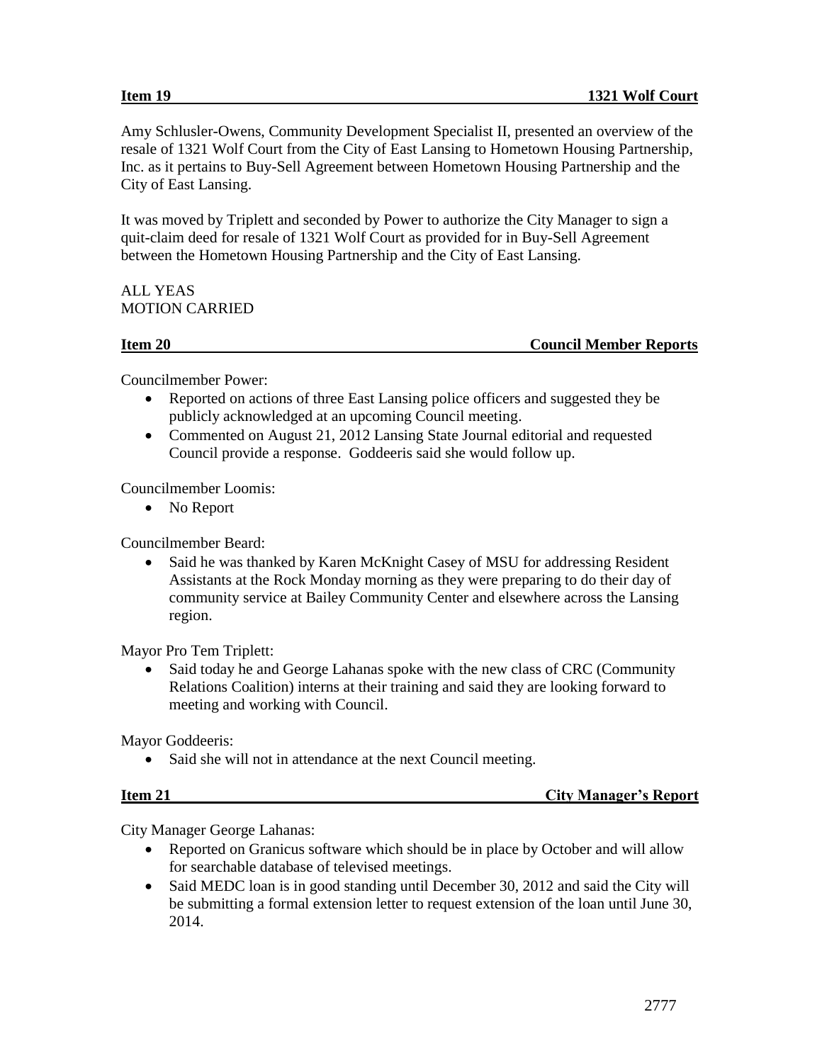**Item 19 1321 Wolf Court**

Amy Schlusler-Owens, Community Development Specialist II, presented an overview of the resale of 1321 Wolf Court from the City of East Lansing to Hometown Housing Partnership, Inc. as it pertains to Buy-Sell Agreement between Hometown Housing Partnership and the City of East Lansing.

It was moved by Triplett and seconded by Power to authorize the City Manager to sign a quit-claim deed for resale of 1321 Wolf Court as provided for in Buy-Sell Agreement between the Hometown Housing Partnership and the City of East Lansing.

ALL YEAS
MOTION CARRIED

**Item 20 Council Member Reports**

Councilmember Power:

- Reported on actions of three East Lansing police officers and suggested they be publicly acknowledged at an upcoming Council meeting.
- Commented on August 21, 2012 Lansing State Journal editorial and requested Council provide a response. Goddeeris said she would follow up.

Councilmember Loomis:

- No Report

Councilmember Beard:

- Said he was thanked by Karen McKnight Casey of MSU for addressing Resident Assistants at the Rock Monday morning as they were preparing to do their day of community service at Bailey Community Center and elsewhere across the Lansing region.

Mayor Pro Tem Triplett:

- Said today he and George Lahanas spoke with the new class of CRC (Community Relations Coalition) interns at their training and said they are looking forward to meeting and working with Council.

Mayor Goddeeris:

- Said she will not in attendance at the next Council meeting.

**Item 21 City Manager's Report**

City Manager George Lahanas:

- Reported on Granicus software which should be in place by October and will allow for searchable database of televised meetings.
- Said MEDC loan is in good standing until December 30, 2012 and said the City will be submitting a formal extension letter to request extension of the loan until June 30, 2014.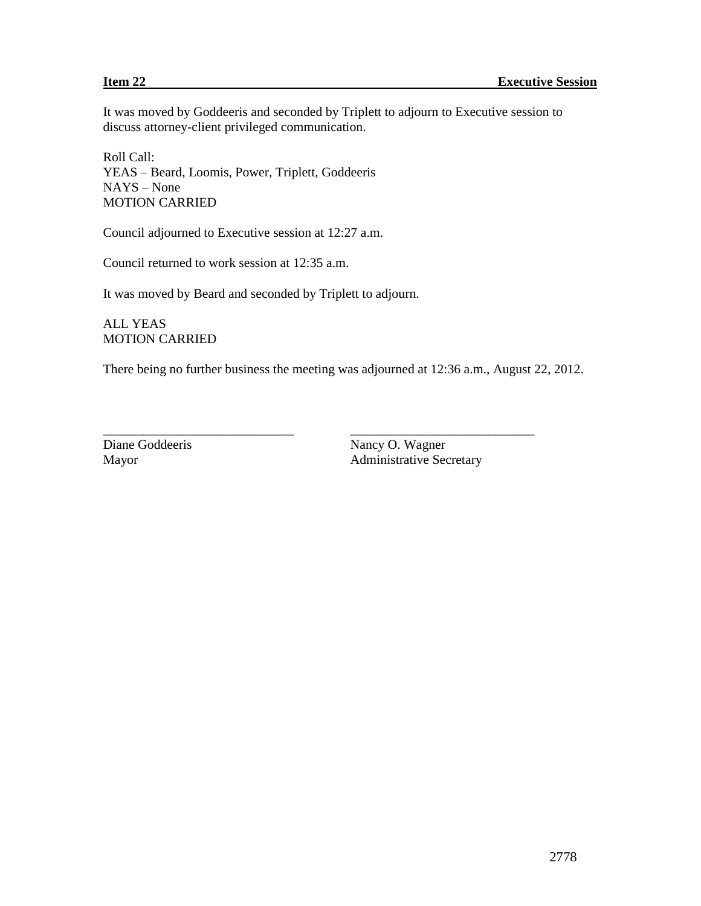**Item 22** **Executive Session**

It was moved by Goddeeris and seconded by Triplett to adjourn to Executive session to discuss attorney-client privileged communication.

Roll Call:
YEAS – Beard, Loomis, Power, Triplett, Goddeeris
NAYS – None
MOTION CARRIED

Council adjourned to Executive session at 12:27 a.m.

Council returned to work session at 12:35 a.m.

It was moved by Beard and seconded by Triplett to adjourn.

ALL YEAS
MOTION CARRIED

There being no further business the meeting was adjourned at 12:36 a.m., August 22, 2012.

| | |
|---|---|
| _____________________________ | ____________________________ |
| Diane Goddeeris | Nancy O. Wagner |
| Mayor | Administrative Secretary |